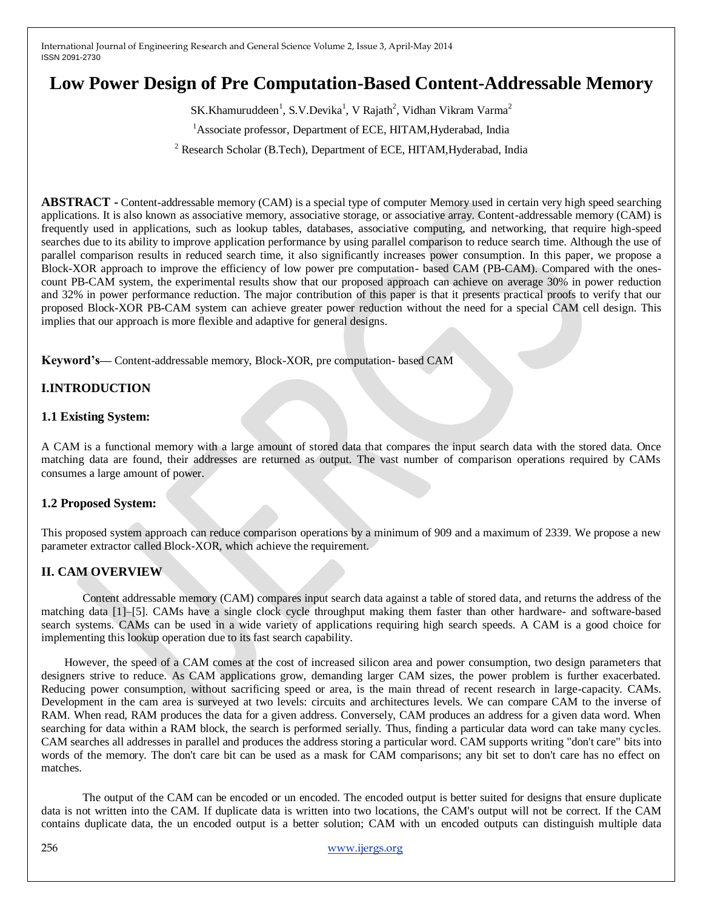# Low Power Design of Pre Computation-Based Content-Addressable Memory

SK.Khamuruddeen[1], S.V.Devika[1], V Rajath[2], Vidhan Vikram Varma[2]

[1]Associate professor, Department of ECE, HITAM,Hyderabad, India

[2] Research Scholar (B.Tech), Department of ECE, HITAM,Hyderabad, India

**ABSTRACT -** Content-addressable memory (CAM) is a special type of computer Memory used in certain very high speed searching applications. It is also known as associative memory, associative storage, or associative array. Content-addressable memory (CAM) is frequently used in applications, such as lookup tables, databases, associative computing, and networking, that require high-speed searches due to its ability to improve application performance by using parallel comparison to reduce search time. Although the use of parallel comparison results in reduced search time, it also significantly increases power consumption. In this paper, we propose a Block-XOR approach to improve the efficiency of low power pre computation- based CAM (PB-CAM). Compared with the ones-count PB-CAM system, the experimental results show that our proposed approach can achieve on average 30% in power reduction and 32% in power performance reduction. The major contribution of this paper is that it presents practical proofs to verify that our proposed Block-XOR PB-CAM system can achieve greater power reduction without the need for a special CAM cell design. This implies that our approach is more flexible and adaptive for general designs.

**Keyword's—** Content-addressable memory, Block-XOR, pre computation- based CAM

## I.INTRODUCTION

### 1.1 Existing System:

A CAM is a functional memory with a large amount of stored data that compares the input search data with the stored data. Once matching data are found, their addresses are returned as output. The vast number of comparison operations required by CAMs consumes a large amount of power.

### 1.2 Proposed System:

This proposed system approach can reduce comparison operations by a minimum of 909 and a maximum of 2339. We propose a new parameter extractor called Block-XOR, which achieve the requirement.

## II. CAM OVERVIEW

Content addressable memory (CAM) compares input search data against a table of stored data, and returns the address of the matching data [1]–[5]. CAMs have a single clock cycle throughput making them faster than other hardware- and software-based search systems. CAMs can be used in a wide variety of applications requiring high search speeds. A CAM is a good choice for implementing this lookup operation due to its fast search capability.

However, the speed of a CAM comes at the cost of increased silicon area and power consumption, two design parameters that designers strive to reduce. As CAM applications grow, demanding larger CAM sizes, the power problem is further exacerbated. Reducing power consumption, without sacrificing speed or area, is the main thread of recent research in large-capacity. CAMs. Development in the cam area is surveyed at two levels: circuits and architectures levels. We can compare CAM to the inverse of RAM. When read, RAM produces the data for a given address. Conversely, CAM produces an address for a given data word. When searching for data within a RAM block, the search is performed serially. Thus, finding a particular data word can take many cycles. CAM searches all addresses in parallel and produces the address storing a particular word. CAM supports writing "don't care" bits into words of the memory. The don't care bit can be used as a mask for CAM comparisons; any bit set to don't care has no effect on matches.

The output of the CAM can be encoded or un encoded. The encoded output is better suited for designs that ensure duplicate data is not written into the CAM. If duplicate data is written into two locations, the CAM's output will not be correct. If the CAM contains duplicate data, the un encoded output is a better solution; CAM with un encoded outputs can distinguish multiple data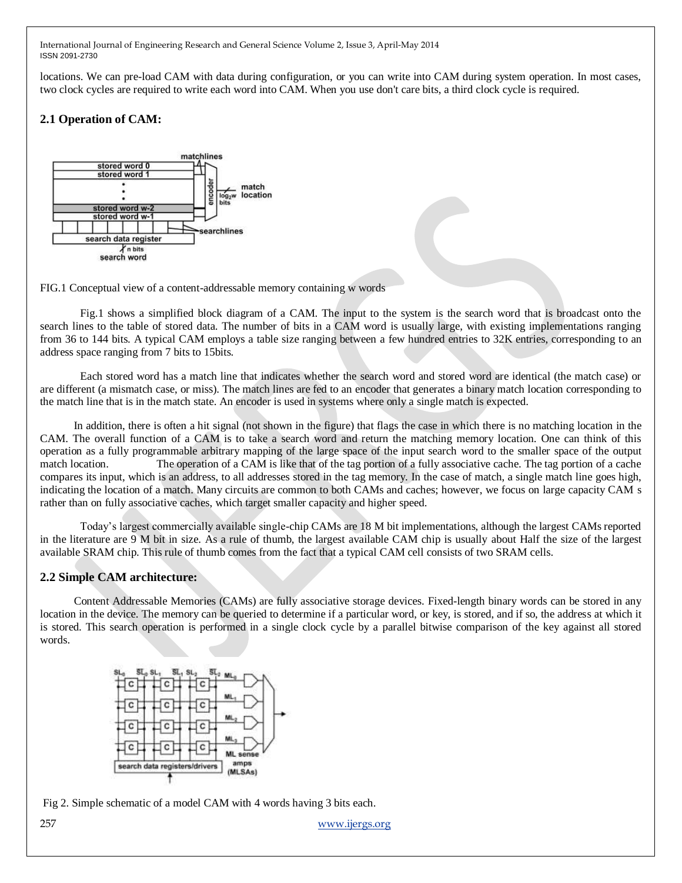locations. We can pre-load CAM with data during configuration, or you can write into CAM during system operation. In most cases, two clock cycles are required to write each word into CAM. When you use don't care bits, a third clock cycle is required.

## 2.1 Operation of CAM:

FIG.1 Conceptual view of a content-addressable memory containing w words

Fig.1 shows a simplified block diagram of a CAM. The input to the system is the search word that is broadcast onto the search lines to the table of stored data. The number of bits in a CAM word is usually large, with existing implementations ranging from 36 to 144 bits. A typical CAM employs a table size ranging between a few hundred entries to 32K entries, corresponding to an address space ranging from 7 bits to 15bits.

Each stored word has a match line that indicates whether the search word and stored word are identical (the match case) or are different (a mismatch case, or miss). The match lines are fed to an encoder that generates a binary match location corresponding to the match line that is in the match state. An encoder is used in systems where only a single match is expected.

In addition, there is often a hit signal (not shown in the figure) that flags the case in which there is no matching location in the CAM. The overall function of a CAM is to take a search word and return the matching memory location. One can think of this operation as a fully programmable arbitrary mapping of the large space of the input search word to the smaller space of the output match location. The operation of a CAM is like that of the tag portion of a fully associative cache. The tag portion of a cache compares its input, which is an address, to all addresses stored in the tag memory. In the case of match, a single match line goes high, indicating the location of a match. Many circuits are common to both CAMs and caches; however, we focus on large capacity CAM s rather than on fully associative caches, which target smaller capacity and higher speed.

Today's largest commercially available single-chip CAMs are 18 M bit implementations, although the largest CAMs reported in the literature are 9 M bit in size. As a rule of thumb, the largest available CAM chip is usually about Half the size of the largest available SRAM chip. This rule of thumb comes from the fact that a typical CAM cell consists of two SRAM cells.

## 2.2 Simple CAM architecture:

Content Addressable Memories (CAMs) are fully associative storage devices. Fixed-length binary words can be stored in any location in the device. The memory can be queried to determine if a particular word, or key, is stored, and if so, the address at which it is stored. This search operation is performed in a single clock cycle by a parallel bitwise comparison of the key against all stored words.

Fig 2. Simple schematic of a model CAM with 4 words having 3 bits each.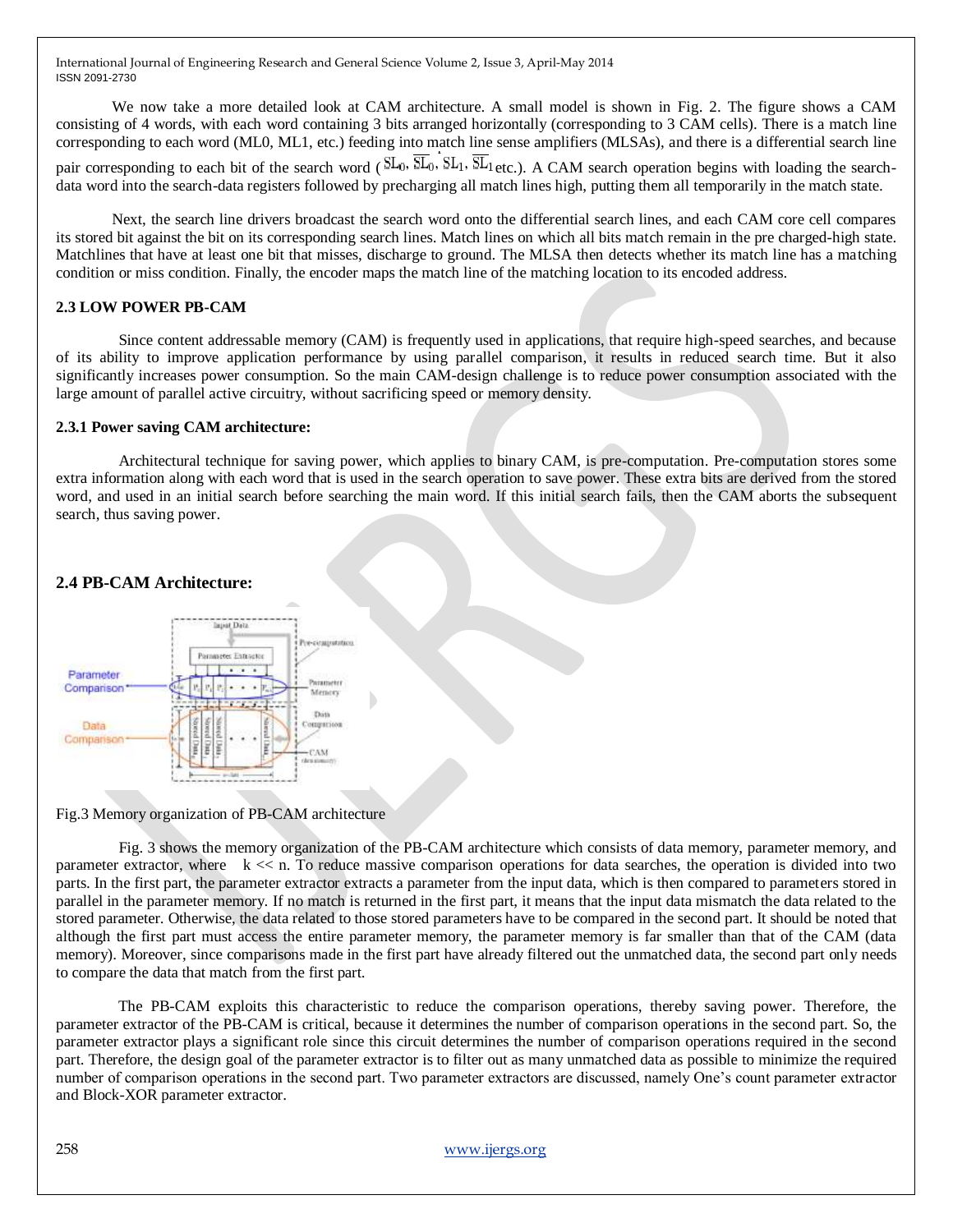We now take a more detailed look at CAM architecture. A small model is shown in Fig. 2. The figure shows a CAM consisting of 4 words, with each word containing 3 bits arranged horizontally (corresponding to 3 CAM cells). There is a match line corresponding to each word (ML0, ML1, etc.) feeding into match line sense amplifiers (MLSAs), and there is a differential search line pair corresponding to each bit of the search word ($SL_0$, $\overline{SL_0}$, $SL_1$, $\overline{SL_1}$ etc.). A CAM search operation begins with loading the search-data word into the search-data registers followed by precharging all match lines high, putting them all temporarily in the match state.

Next, the search line drivers broadcast the search word onto the differential search lines, and each CAM core cell compares its stored bit against the bit on its corresponding search lines. Match lines on which all bits match remain in the pre charged-high state. Matchlines that have at least one bit that misses, discharge to ground. The MLSA then detects whether its match line has a matching condition or miss condition. Finally, the encoder maps the match line of the matching location to its encoded address.

### 2.3 LOW POWER PB-CAM

Since content addressable memory (CAM) is frequently used in applications, that require high-speed searches, and because of its ability to improve application performance by using parallel comparison, it results in reduced search time. But it also significantly increases power consumption. So the main CAM-design challenge is to reduce power consumption associated with the large amount of parallel active circuitry, without sacrificing speed or memory density.

#### 2.3.1 Power saving CAM architecture:

Architectural technique for saving power, which applies to binary CAM, is pre-computation. Pre-computation stores some extra information along with each word that is used in the search operation to save power. These extra bits are derived from the stored word, and used in an initial search before searching the main word. If this initial search fails, then the CAM aborts the subsequent search, thus saving power.

### 2.4 PB-CAM Architecture:

Fig.3 Memory organization of PB-CAM architecture

Fig. 3 shows the memory organization of the PB-CAM architecture which consists of data memory, parameter memory, and parameter extractor, where $k << n$. To reduce massive comparison operations for data searches, the operation is divided into two parts. In the first part, the parameter extractor extracts a parameter from the input data, which is then compared to parameters stored in parallel in the parameter memory. If no match is returned in the first part, it means that the input data mismatch the data related to the stored parameter. Otherwise, the data related to those stored parameters have to be compared in the second part. It should be noted that although the first part must access the entire parameter memory, the parameter memory is far smaller than that of the CAM (data memory). Moreover, since comparisons made in the first part have already filtered out the unmatched data, the second part only needs to compare the data that match from the first part.

The PB-CAM exploits this characteristic to reduce the comparison operations, thereby saving power. Therefore, the parameter extractor of the PB-CAM is critical, because it determines the number of comparison operations in the second part. So, the parameter extractor plays a significant role since this circuit determines the number of comparison operations required in the second part. Therefore, the design goal of the parameter extractor is to filter out as many unmatched data as possible to minimize the required number of comparison operations in the second part. Two parameter extractors are discussed, namely One's count parameter extractor and Block-XOR parameter extractor.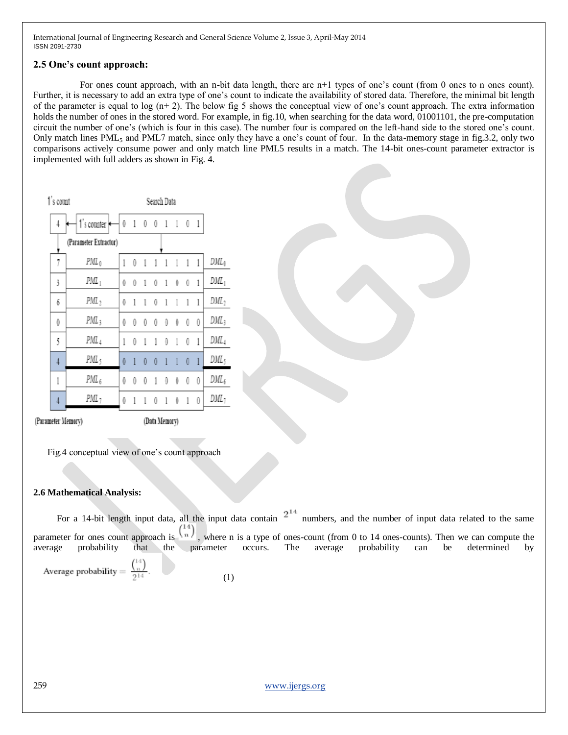### 2.5 One's count approach:

For ones count approach, with an n-bit data length, there are n+1 types of one's count (from 0 ones to n ones count). Further, it is necessary to add an extra type of one's count to indicate the availability of stored data. Therefore, the minimal bit length of the parameter is equal to log (n+ 2). The below fig 5 shows the conceptual view of one's count approach. The extra information holds the number of ones in the stored word. For example, in fig.10, when searching for the data word, 01001101, the pre-computation circuit the number of one's (which is four in this case). The number four is compared on the left-hand side to the stored one's count. Only match lines $PML_5$ and PML7 match, since only they have a one's count of four. In the data-memory stage in fig.3.2, only two comparisons actively consume power and only match line PML5 results in a match. The 14-bit ones-count parameter extractor is implemented with full adders as shown in Fig. 4.

| 1's count | | Search Data | |
|---|---|---|---|
| 4 | 1's counter (Parameter Extractor) | 0 1 0 0 1 1 0 1 | |
| 7 | $PML_0$ | 1 0 1 1 1 1 1 1 | $DML_0$ |
| 3 | $PML_1$ | 0 0 1 0 1 0 0 1 | $DML_1$ |
| 6 | $PML_2$ | 0 1 1 0 1 1 1 1 | $DML_2$ |
| 0 | $PML_3$ | 0 0 0 0 0 0 0 0 | $DML_3$ |
| 5 | $PML_4$ | 1 0 1 1 0 1 0 1 | $DML_4$ |
| 4 | $PML_5$ | 0 1 0 0 1 1 0 1 | $DML_5$ |
| 1 | $PML_6$ | 0 0 0 1 0 0 0 0 | $DML_6$ |
| 4 | $PML_7$ | 0 1 1 0 1 0 1 0 | $DML_7$ |
| (Parameter Memory) | | (Data Memory) | |

Fig.4 conceptual view of one's count approach

### 2.6 Mathematical Analysis:

For a 14-bit length input data, all the input data contain $2^{14}$ numbers, and the number of input data related to the same parameter for ones count approach is $\binom{14}{n}$, where n is a type of ones-count (from 0 to 14 ones-counts). Then we can compute the average probability that the parameter occurs. The average probability can be determined by

$$\text{Average probability} = \frac{\binom{14}{n}}{2^{14}}. \tag{1}$$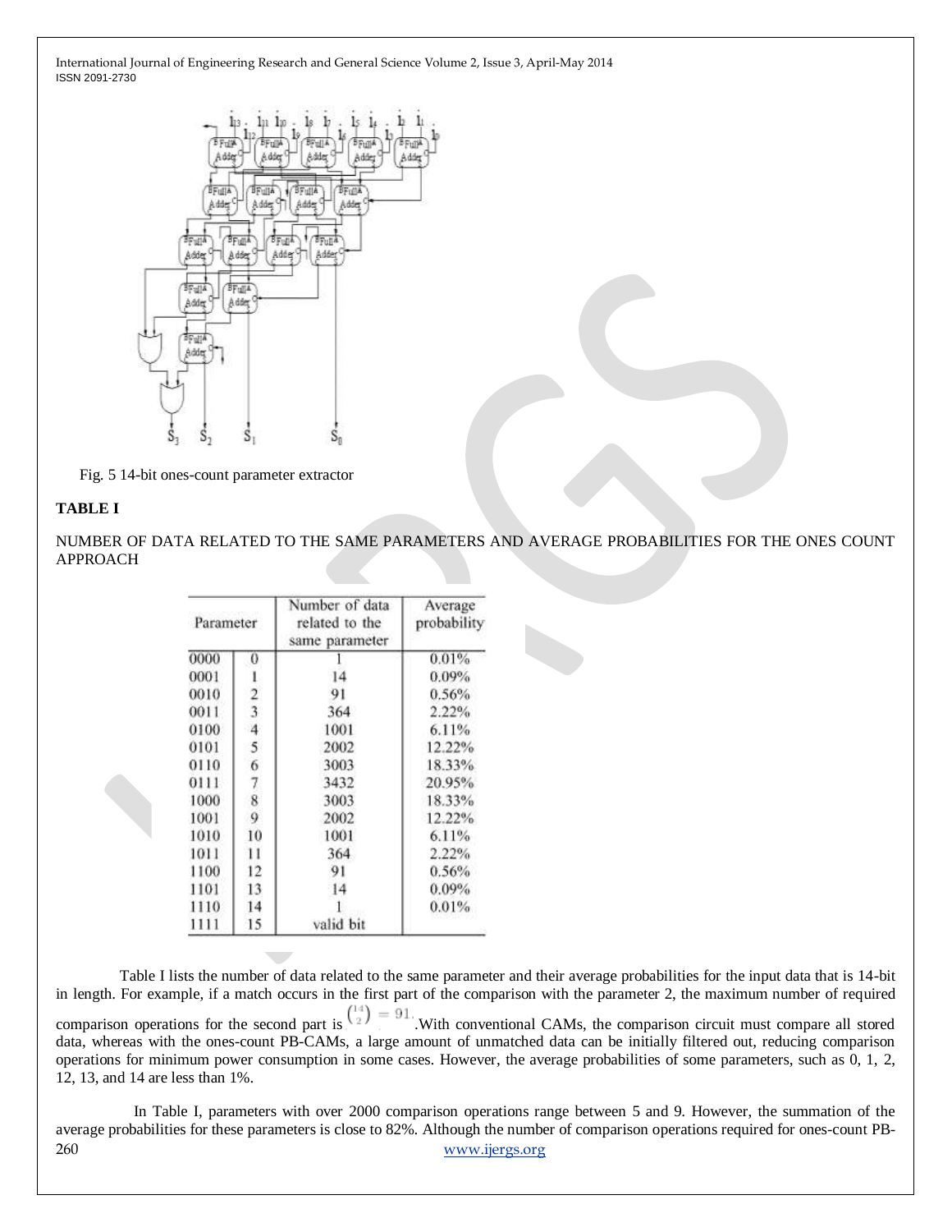Fig. 5 14-bit ones-count parameter extractor

**TABLE I**

NUMBER OF DATA RELATED TO THE SAME PARAMETERS AND AVERAGE PROBABILITIES FOR THE ONES COUNT APPROACH

| Parameter | | Number of data related to the same parameter | Average probability |
|---|---|---|---|
| 0000 | 0 | 1 | 0.01% |
| 0001 | 1 | 14 | 0.09% |
| 0010 | 2 | 91 | 0.56% |
| 0011 | 3 | 364 | 2.22% |
| 0100 | 4 | 1001 | 6.11% |
| 0101 | 5 | 2002 | 12.22% |
| 0110 | 6 | 3003 | 18.33% |
| 0111 | 7 | 3432 | 20.95% |
| 1000 | 8 | 3003 | 18.33% |
| 1001 | 9 | 2002 | 12.22% |
| 1010 | 10 | 1001 | 6.11% |
| 1011 | 11 | 364 | 2.22% |
| 1100 | 12 | 91 | 0.56% |
| 1101 | 13 | 14 | 0.09% |
| 1110 | 14 | 1 | 0.01% |
| 1111 | 15 | valid bit | |

Table I lists the number of data related to the same parameter and their average probabilities for the input data that is 14-bit in length. For example, if a match occurs in the first part of the comparison with the parameter 2, the maximum number of required comparison operations for the second part is $\binom{14}{2} = 91$. With conventional CAMs, the comparison circuit must compare all stored data, whereas with the ones-count PB-CAMs, a large amount of unmatched data can be initially filtered out, reducing comparison operations for minimum power consumption in some cases. However, the average probabilities of some parameters, such as 0, 1, 2, 12, 13, and 14 are less than 1%.

In Table I, parameters with over 2000 comparison operations range between 5 and 9. However, the summation of the average probabilities for these parameters is close to 82%. Although the number of comparison operations required for ones-count PB-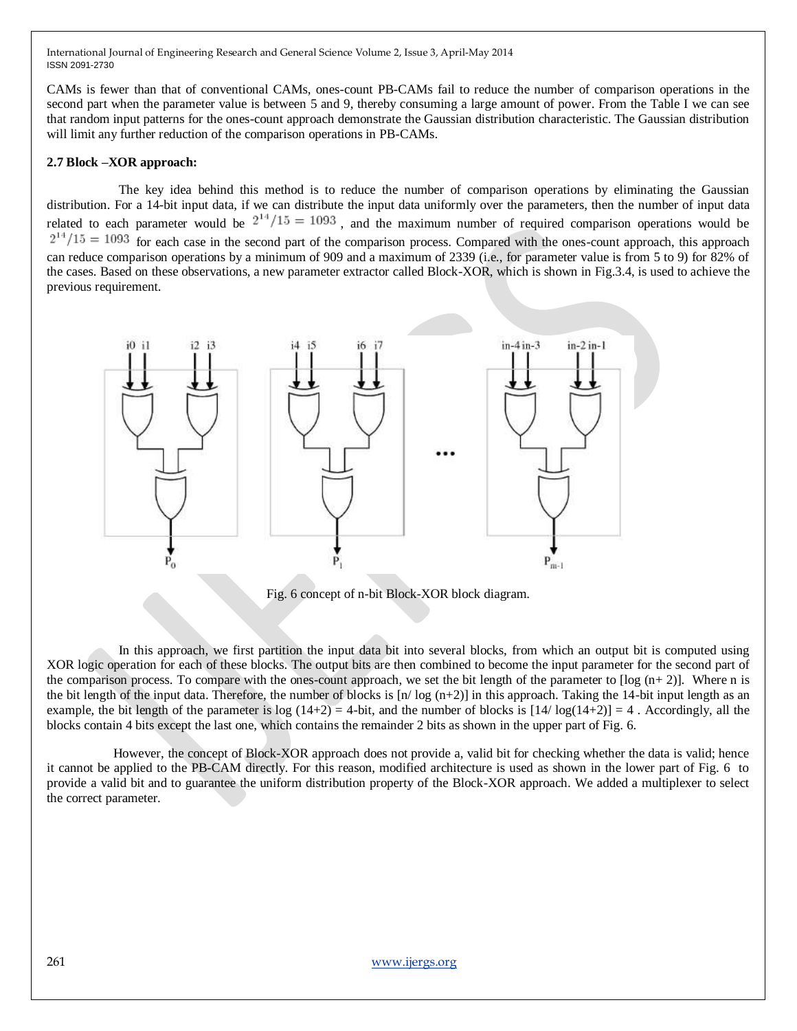CAMs is fewer than that of conventional CAMs, ones-count PB-CAMs fail to reduce the number of comparison operations in the second part when the parameter value is between 5 and 9, thereby consuming a large amount of power. From the Table I we can see that random input patterns for the ones-count approach demonstrate the Gaussian distribution characteristic. The Gaussian distribution will limit any further reduction of the comparison operations in PB-CAMs.

**2.7 Block –XOR approach:**

The key idea behind this method is to reduce the number of comparison operations by eliminating the Gaussian distribution. For a 14-bit input data, if we can distribute the input data uniformly over the parameters, then the number of input data related to each parameter would be $2^{14}/15 = 1093$, and the maximum number of required comparison operations would be $2^{14}/15 = 1093$ for each case in the second part of the comparison process. Compared with the ones-count approach, this approach can reduce comparison operations by a minimum of 909 and a maximum of 2339 (i.e., for parameter value is from 5 to 9) for 82% of the cases. Based on these observations, a new parameter extractor called Block-XOR, which is shown in Fig.3.4, is used to achieve the previous requirement.

Fig. 6 concept of n-bit Block-XOR block diagram.

In this approach, we first partition the input data bit into several blocks, from which an output bit is computed using XOR logic operation for each of these blocks. The output bits are then combined to become the input parameter for the second part of the comparison process. To compare with the ones-count approach, we set the bit length of the parameter to [log (n+ 2)]. Where n is the bit length of the input data. Therefore, the number of blocks is [n/ log (n+2)] in this approach. Taking the 14-bit input length as an example, the bit length of the parameter is log (14+2) = 4-bit, and the number of blocks is [14/ log(14+2)] = 4 . Accordingly, all the blocks contain 4 bits except the last one, which contains the remainder 2 bits as shown in the upper part of Fig. 6.

However, the concept of Block-XOR approach does not provide a, valid bit for checking whether the data is valid; hence it cannot be applied to the PB-CAM directly. For this reason, modified architecture is used as shown in the lower part of Fig. 6 to provide a valid bit and to guarantee the uniform distribution property of the Block-XOR approach. We added a multiplexer to select the correct parameter.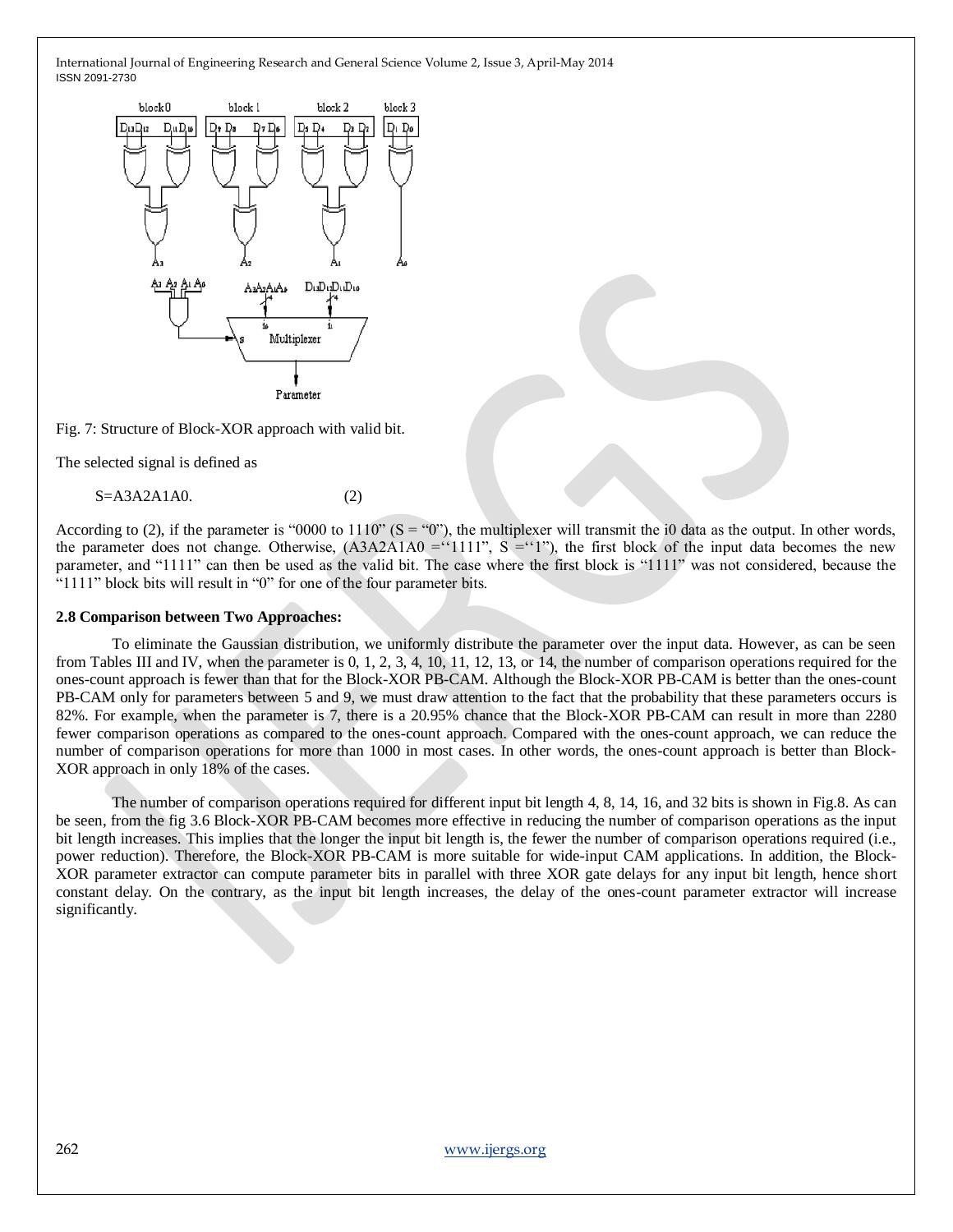Fig. 7: Structure of Block-XOR approach with valid bit.

The selected signal is defined as

$$S=A3A2A1A0. \qquad (2)$$

According to (2), if the parameter is "0000 to 1110" (S = "0"), the multiplexer will transmit the i0 data as the output. In other words, the parameter does not change. Otherwise, (A3A2A1A0 =''1111", S =''1"), the first block of the input data becomes the new parameter, and "1111" can then be used as the valid bit. The case where the first block is "1111" was not considered, because the "1111" block bits will result in "0" for one of the four parameter bits.

### 2.8 Comparison between Two Approaches:

To eliminate the Gaussian distribution, we uniformly distribute the parameter over the input data. However, as can be seen from Tables III and IV, when the parameter is 0, 1, 2, 3, 4, 10, 11, 12, 13, or 14, the number of comparison operations required for the ones-count approach is fewer than that for the Block-XOR PB-CAM. Although the Block-XOR PB-CAM is better than the ones-count PB-CAM only for parameters between 5 and 9, we must draw attention to the fact that the probability that these parameters occurs is 82%. For example, when the parameter is 7, there is a 20.95% chance that the Block-XOR PB-CAM can result in more than 2280 fewer comparison operations as compared to the ones-count approach. Compared with the ones-count approach, we can reduce the number of comparison operations for more than 1000 in most cases. In other words, the ones-count approach is better than Block-XOR approach in only 18% of the cases.

The number of comparison operations required for different input bit length 4, 8, 14, 16, and 32 bits is shown in Fig.8. As can be seen, from the fig 3.6 Block-XOR PB-CAM becomes more effective in reducing the number of comparison operations as the input bit length increases. This implies that the longer the input bit length is, the fewer the number of comparison operations required (i.e., power reduction). Therefore, the Block-XOR PB-CAM is more suitable for wide-input CAM applications. In addition, the Block-XOR parameter extractor can compute parameter bits in parallel with three XOR gate delays for any input bit length, hence short constant delay. On the contrary, as the input bit length increases, the delay of the ones-count parameter extractor will increase significantly.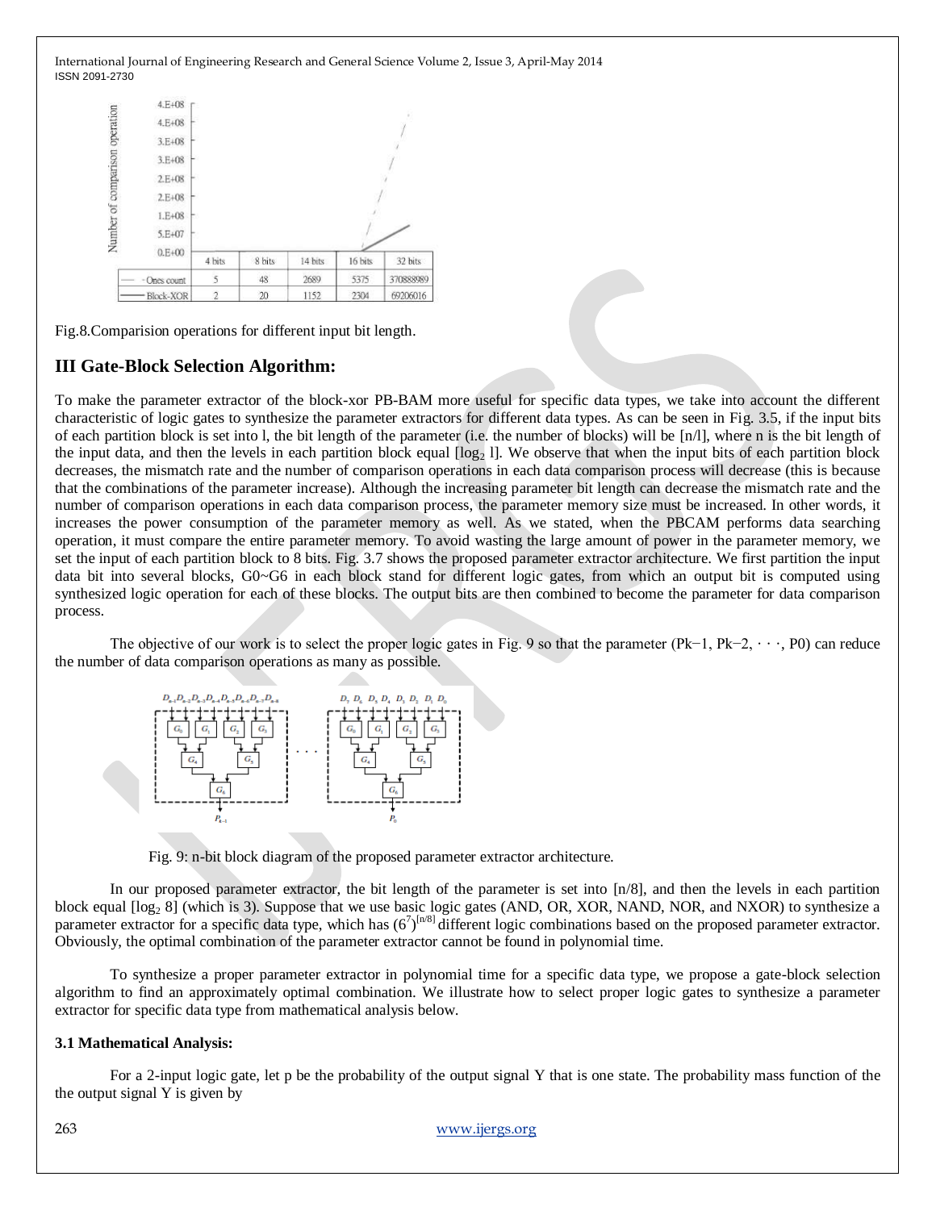| | 4 bits | 8 bits | 14 bits | 16 bits | 32 bits |
|---|---|---|---|---|---|
| Ones count | 5 | 48 | 2689 | 5375 | 370888989 |
| Block-XOR | 2 | 20 | 1152 | 2304 | 69206016 |

Fig.8.Comparision operations for different input bit length.

## III Gate-Block Selection Algorithm:

To make the parameter extractor of the block-xor PB-BAM more useful for specific data types, we take into account the different characteristic of logic gates to synthesize the parameter extractors for different data types. As can be seen in Fig. 3.5, if the input bits of each partition block is set into l, the bit length of the parameter (i.e. the number of blocks) will be $[n/l]$, where n is the bit length of the input data, and then the levels in each partition block equal $[\log_2 l]$. We observe that when the input bits of each partition block decreases, the mismatch rate and the number of comparison operations in each data comparison process will decrease (this is because that the combinations of the parameter increase). Although the increasing parameter bit length can decrease the mismatch rate and the number of comparison operations in each data comparison process, the parameter memory size must be increased. In other words, it increases the power consumption of the parameter memory as well. As we stated, when the PBCAM performs data searching operation, it must compare the entire parameter memory. To avoid wasting the large amount of power in the parameter memory, we set the input of each partition block to 8 bits. Fig. 3.7 shows the proposed parameter extractor architecture. We first partition the input data bit into several blocks, G0~G6 in each block stand for different logic gates, from which an output bit is computed using synthesized logic operation for each of these blocks. The output bits are then combined to become the parameter for data comparison process.

The objective of our work is to select the proper logic gates in Fig. 9 so that the parameter ($P_{k-1}$, $P_{k-2}$, · · ·, $P_0$) can reduce the number of data comparison operations as many as possible.

Fig. 9: n-bit block diagram of the proposed parameter extractor architecture.

In our proposed parameter extractor, the bit length of the parameter is set into $[n/8]$, and then the levels in each partition block equal $[\log_2 8]$ (which is 3). Suppose that we use basic logic gates (AND, OR, XOR, NAND, NOR, and NXOR) to synthesize a parameter extractor for a specific data type, which has $(6^7)^{[n/8]}$ different logic combinations based on the proposed parameter extractor. Obviously, the optimal combination of the parameter extractor cannot be found in polynomial time.

To synthesize a proper parameter extractor in polynomial time for a specific data type, we propose a gate-block selection algorithm to find an approximately optimal combination. We illustrate how to select proper logic gates to synthesize a parameter extractor for specific data type from mathematical analysis below.

### 3.1 Mathematical Analysis:

For a 2-input logic gate, let p be the probability of the output signal Y that is one state. The probability mass function of the the output signal Y is given by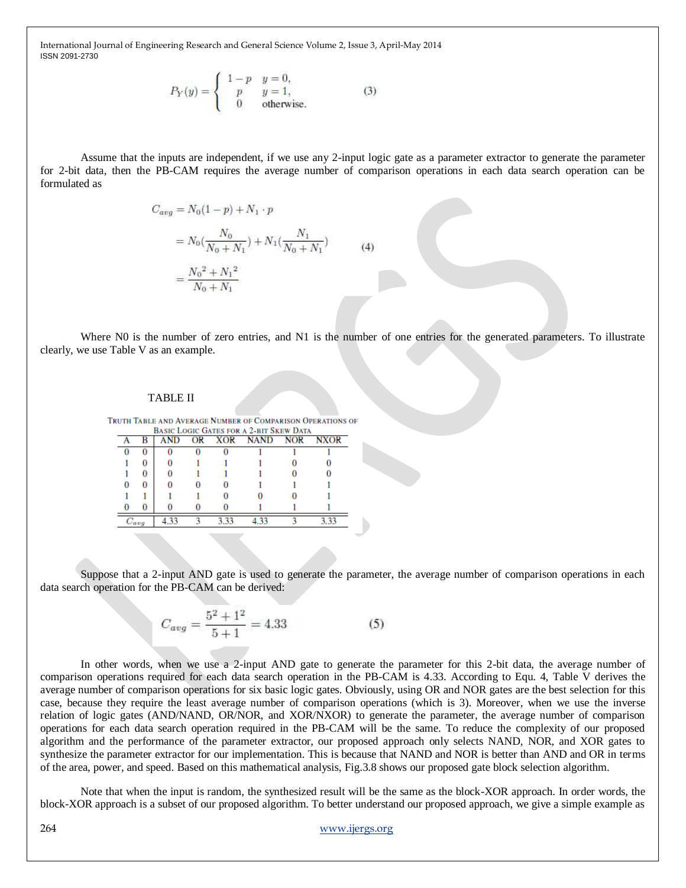$$P_Y(y) = \begin{cases} 1-p & y=0, \\ p & y=1, \\ 0 & \text{otherwise.} \end{cases} \qquad (3)$$

Assume that the inputs are independent, if we use any 2-input logic gate as a parameter extractor to generate the parameter for 2-bit data, then the PB-CAM requires the average number of comparison operations in each data search operation can be formulated as

$$\begin{aligned} C_{avg} &= N_0(1-p) + N_1 \cdot p \\ &= N_0\left(\frac{N_0}{N_0+N_1}\right) + N_1\left(\frac{N_1}{N_0+N_1}\right) \\ &= \frac{{N_0}^2 + {N_1}^2}{N_0+N_1} \end{aligned} \qquad (4)$$

Where N0 is the number of zero entries, and N1 is the number of one entries for the generated parameters. To illustrate clearly, we use Table V as an example.

TABLE II

TRUTH TABLE AND AVERAGE NUMBER OF COMPARISON OPERATIONS OF BASIC LOGIC GATES FOR A 2-BIT SKEW DATA

| A | B | AND | OR | XOR | NAND | NOR | NXOR |
|---|---|---|---|---|---|---|---|
| 0 | 0 | 0 | 0 | 0 | 1 | 1 | 1 |
| 1 | 0 | 0 | 1 | 1 | 1 | 0 | 0 |
| 1 | 0 | 0 | 1 | 1 | 1 | 0 | 0 |
| 0 | 0 | 0 | 0 | 0 | 1 | 1 | 1 |
| 1 | 1 | 1 | 1 | 0 | 0 | 0 | 1 |
| 0 | 0 | 0 | 0 | 0 | 1 | 1 | 1 |
| $C_{avg}$ | | 4.33 | 3 | 3.33 | 4.33 | 3 | 3.33 |

Suppose that a 2-input AND gate is used to generate the parameter, the average number of comparison operations in each data search operation for the PB-CAM can be derived:

$$C_{avg} = \frac{5^2 + 1^2}{5+1} = 4.33 \qquad (5)$$

In other words, when we use a 2-input AND gate to generate the parameter for this 2-bit data, the average number of comparison operations required for each data search operation in the PB-CAM is 4.33. According to Equ. 4, Table V derives the average number of comparison operations for six basic logic gates. Obviously, using OR and NOR gates are the best selection for this case, because they require the least average number of comparison operations (which is 3). Moreover, when we use the inverse relation of logic gates (AND/NAND, OR/NOR, and XOR/NXOR) to generate the parameter, the average number of comparison operations for each data search operation required in the PB-CAM will be the same. To reduce the complexity of our proposed algorithm and the performance of the parameter extractor, our proposed approach only selects NAND, NOR, and XOR gates to synthesize the parameter extractor for our implementation. This is because that NAND and NOR is better than AND and OR in terms of the area, power, and speed. Based on this mathematical analysis, Fig.3.8 shows our proposed gate block selection algorithm.

Note that when the input is random, the synthesized result will be the same as the block-XOR approach. In order words, the block-XOR approach is a subset of our proposed algorithm. To better understand our proposed approach, we give a simple example as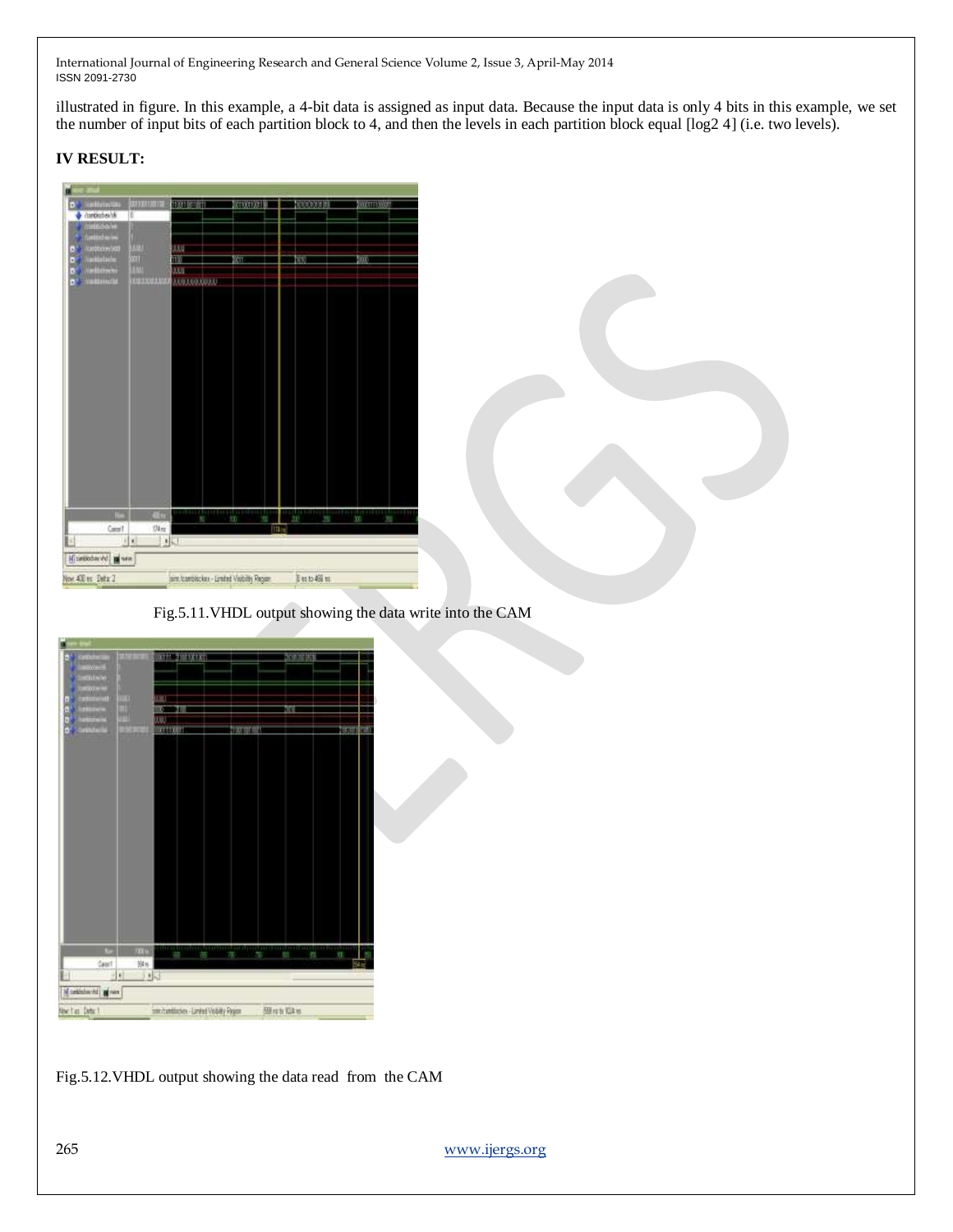illustrated in figure. In this example, a 4-bit data is assigned as input data. Because the input data is only 4 bits in this example, we set the number of input bits of each partition block to 4, and then the levels in each partition block equal [log2 4] (i.e. two levels).

## IV RESULT:

Fig.5.11.VHDL output showing the data write into the CAM

Fig.5.12.VHDL output showing the data read from the CAM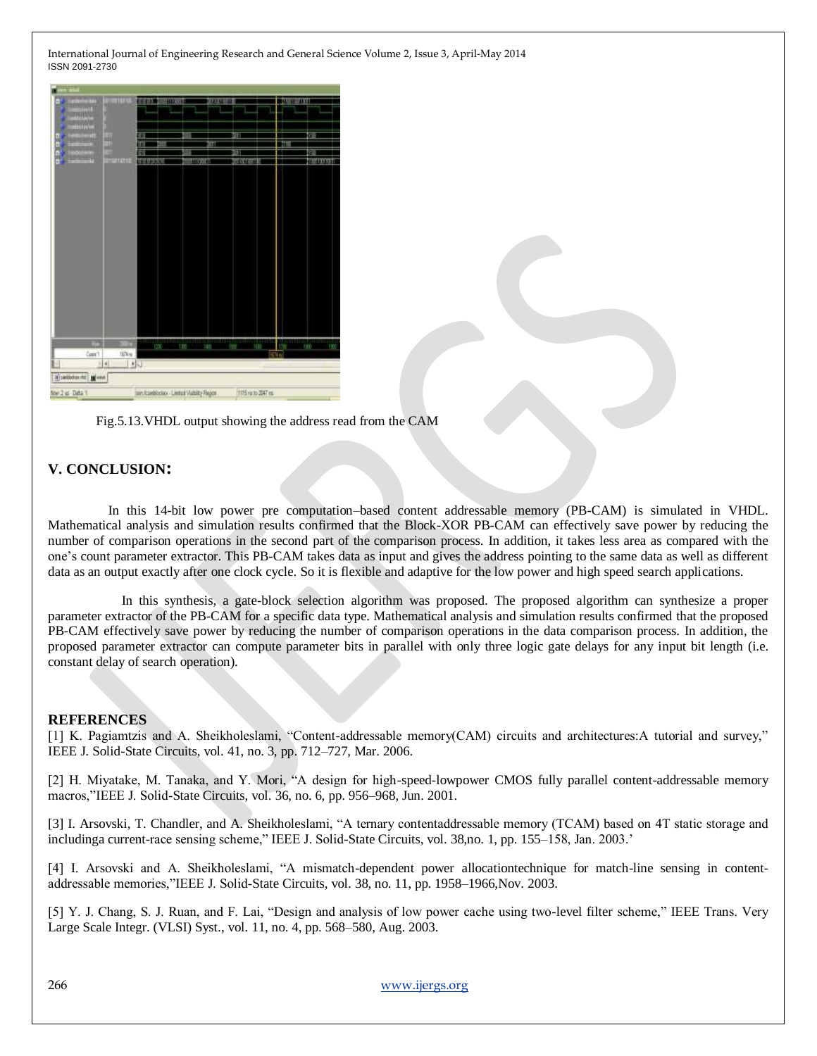Fig.5.13.VHDL output showing the address read from the CAM

## V. CONCLUSION:

In this 14-bit low power pre computation–based content addressable memory (PB-CAM) is simulated in VHDL. Mathematical analysis and simulation results confirmed that the Block-XOR PB-CAM can effectively save power by reducing the number of comparison operations in the second part of the comparison process. In addition, it takes less area as compared with the one's count parameter extractor. This PB-CAM takes data as input and gives the address pointing to the same data as well as different data as an output exactly after one clock cycle. So it is flexible and adaptive for the low power and high speed search applications.

In this synthesis, a gate-block selection algorithm was proposed. The proposed algorithm can synthesize a proper parameter extractor of the PB-CAM for a specific data type. Mathematical analysis and simulation results confirmed that the proposed PB-CAM effectively save power by reducing the number of comparison operations in the data comparison process. In addition, the proposed parameter extractor can compute parameter bits in parallel with only three logic gate delays for any input bit length (i.e. constant delay of search operation).

## REFERENCES

[1] K. Pagiamtzis and A. Sheikholeslami, "Content-addressable memory(CAM) circuits and architectures:A tutorial and survey," IEEE J. Solid-State Circuits, vol. 41, no. 3, pp. 712–727, Mar. 2006.

[2] H. Miyatake, M. Tanaka, and Y. Mori, "A design for high-speed-lowpower CMOS fully parallel content-addressable memory macros,"IEEE J. Solid-State Circuits, vol. 36, no. 6, pp. 956–968, Jun. 2001.

[3] I. Arsovski, T. Chandler, and A. Sheikholeslami, "A ternary contentaddressable memory (TCAM) based on 4T static storage and includinga current-race sensing scheme," IEEE J. Solid-State Circuits, vol. 38,no. 1, pp. 155–158, Jan. 2003.'

[4] I. Arsovski and A. Sheikholeslami, "A mismatch-dependent power allocationtechnique for match-line sensing in content-addressable memories,"IEEE J. Solid-State Circuits, vol. 38, no. 11, pp. 1958–1966,Nov. 2003.

[5] Y. J. Chang, S. J. Ruan, and F. Lai, "Design and analysis of low power cache using two-level filter scheme," IEEE Trans. Very Large Scale Integr. (VLSI) Syst., vol. 11, no. 4, pp. 568–580, Aug. 2003.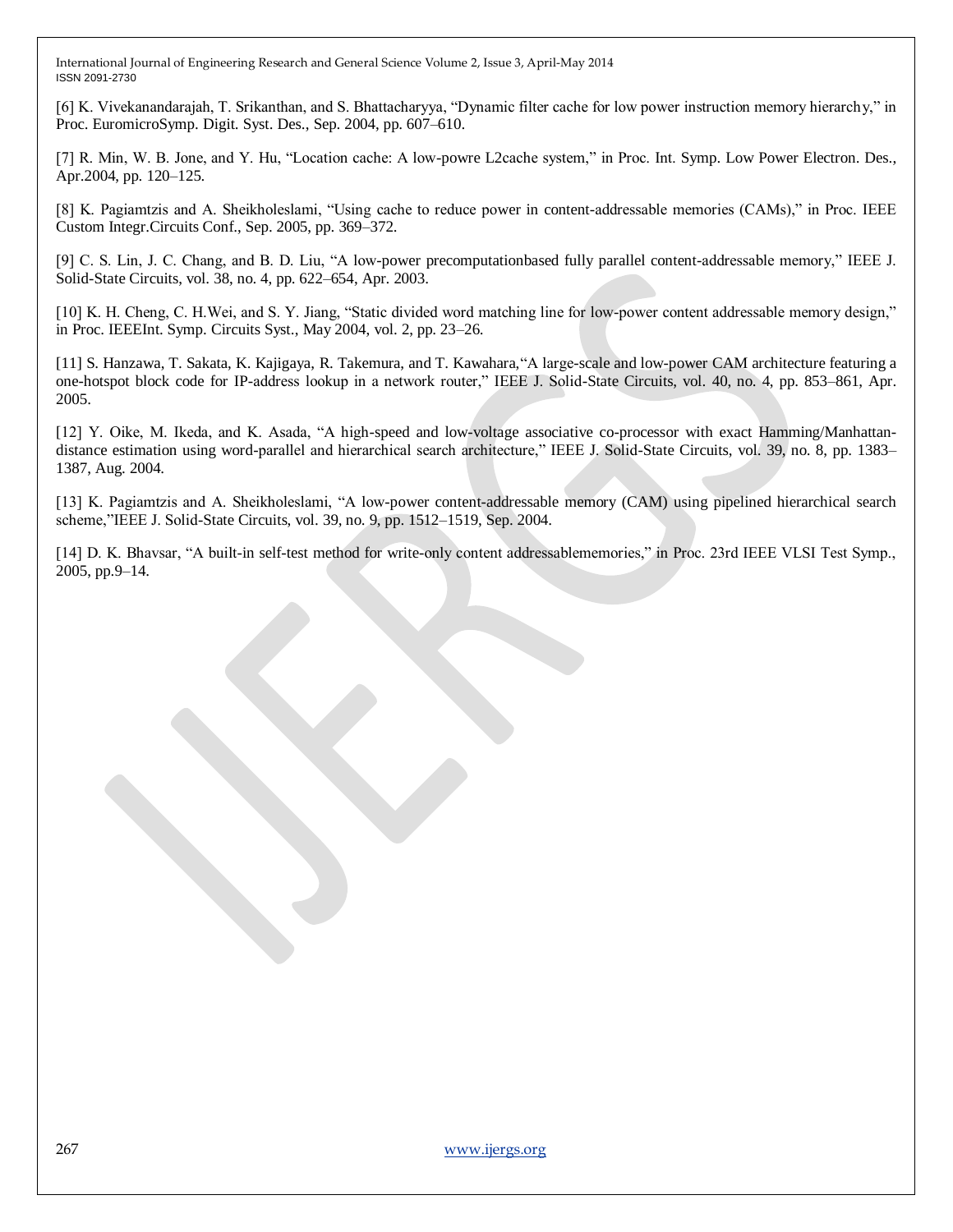[6] K. Vivekanandarajah, T. Srikanthan, and S. Bhattacharyya, "Dynamic filter cache for low power instruction memory hierarchy," in Proc. EuromicroSymp. Digit. Syst. Des., Sep. 2004, pp. 607–610.

[7] R. Min, W. B. Jone, and Y. Hu, "Location cache: A low-powre L2cache system," in Proc. Int. Symp. Low Power Electron. Des., Apr.2004, pp. 120–125.

[8] K. Pagiamtzis and A. Sheikholeslami, "Using cache to reduce power in content-addressable memories (CAMs)," in Proc. IEEE Custom Integr.Circuits Conf., Sep. 2005, pp. 369–372.

[9] C. S. Lin, J. C. Chang, and B. D. Liu, "A low-power precomputationbased fully parallel content-addressable memory," IEEE J. Solid-State Circuits, vol. 38, no. 4, pp. 622–654, Apr. 2003.

[10] K. H. Cheng, C. H.Wei, and S. Y. Jiang, "Static divided word matching line for low-power content addressable memory design," in Proc. IEEEInt. Symp. Circuits Syst., May 2004, vol. 2, pp. 23–26.

[11] S. Hanzawa, T. Sakata, K. Kajigaya, R. Takemura, and T. Kawahara,"A large-scale and low-power CAM architecture featuring a one-hotspot block code for IP-address lookup in a network router," IEEE J. Solid-State Circuits, vol. 40, no. 4, pp. 853–861, Apr. 2005.

[12] Y. Oike, M. Ikeda, and K. Asada, "A high-speed and low-voltage associative co-processor with exact Hamming/Manhattan-distance estimation using word-parallel and hierarchical search architecture," IEEE J. Solid-State Circuits, vol. 39, no. 8, pp. 1383–1387, Aug. 2004.

[13] K. Pagiamtzis and A. Sheikholeslami, "A low-power content-addressable memory (CAM) using pipelined hierarchical search scheme,"IEEE J. Solid-State Circuits, vol. 39, no. 9, pp. 1512–1519, Sep. 2004.

[14] D. K. Bhavsar, "A built-in self-test method for write-only content addressablememories," in Proc. 23rd IEEE VLSI Test Symp., 2005, pp.9–14.